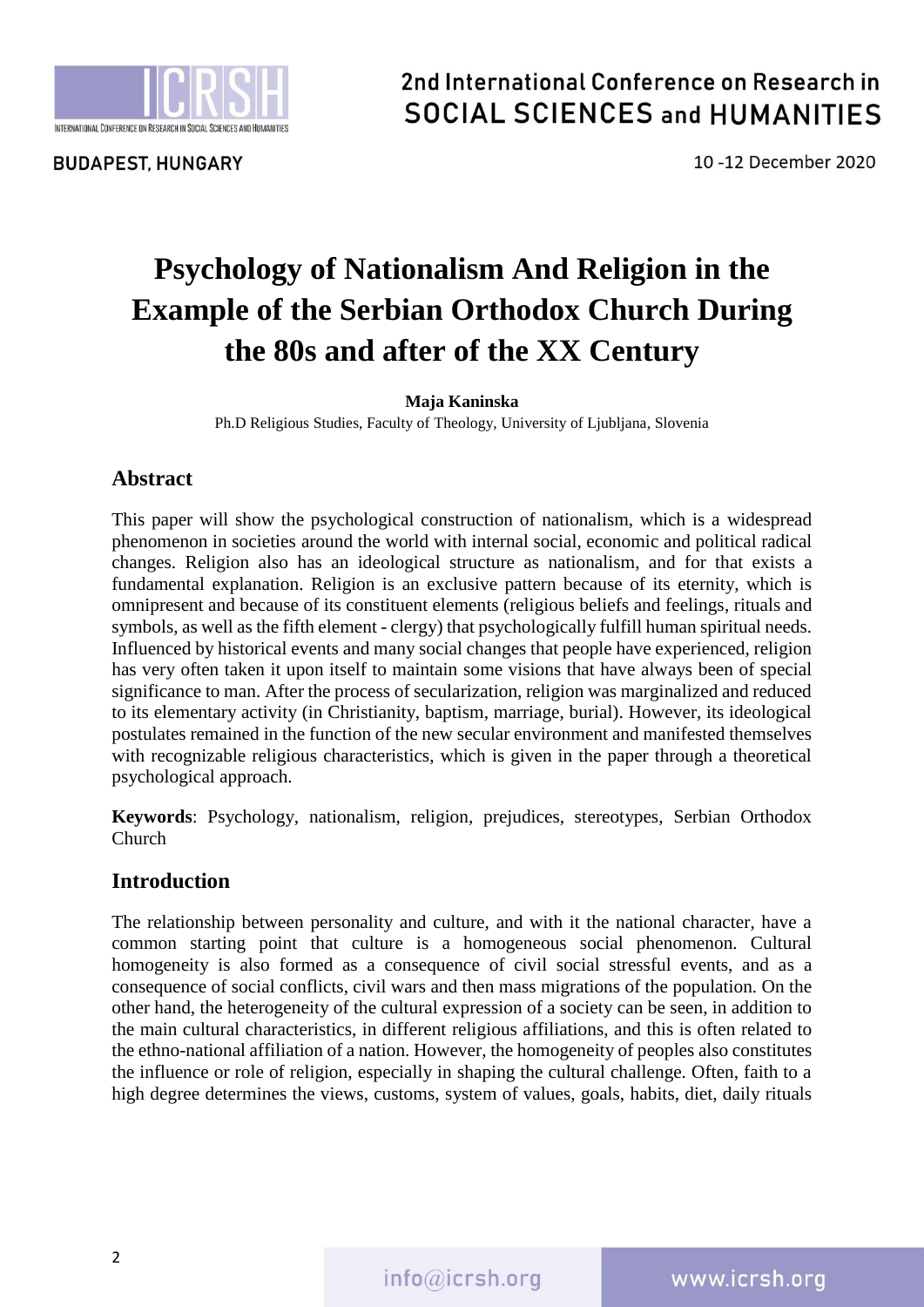# Psychology of Nationalism And Religion in the Example of the Serbian Orthodox Church During the 80s and after of the XX Century

**Maja Kaninska**

Ph.D Religious Studies, Faculty of Theology, University of Ljubljana, Slovenia

## Abstract

This paper will show the psychological construction of nationalism, which is a widespread phenomenon in societies around the world with internal social, economic and political radical changes. Religion also has an ideological structure as nationalism, and for that exists a fundamental explanation. Religion is an exclusive pattern because of its eternity, which is omnipresent and because of its constituent elements (religious beliefs and feelings, rituals and symbols, as well as the fifth element - clergy) that psychologically fulfill human spiritual needs. Influenced by historical events and many social changes that people have experienced, religion has very often taken it upon itself to maintain some visions that have always been of special significance to man. After the process of secularization, religion was marginalized and reduced to its elementary activity (in Christianity, baptism, marriage, burial). However, its ideological postulates remained in the function of the new secular environment and manifested themselves with recognizable religious characteristics, which is given in the paper through a theoretical psychological approach.

**Keywords**: Psychology, nationalism, religion, prejudices, stereotypes, Serbian Orthodox Church

## Introduction

The relationship between personality and culture, and with it the national character, have a common starting point that culture is a homogeneous social phenomenon. Cultural homogeneity is also formed as a consequence of civil social stressful events, and as a consequence of social conflicts, civil wars and then mass migrations of the population. On the other hand, the heterogeneity of the cultural expression of a society can be seen, in addition to the main cultural characteristics, in different religious affiliations, and this is often related to the ethno-national affiliation of a nation. However, the homogeneity of peoples also constitutes the influence or role of religion, especially in shaping the cultural challenge. Often, faith to a high degree determines the views, customs, system of values, goals, habits, diet, daily rituals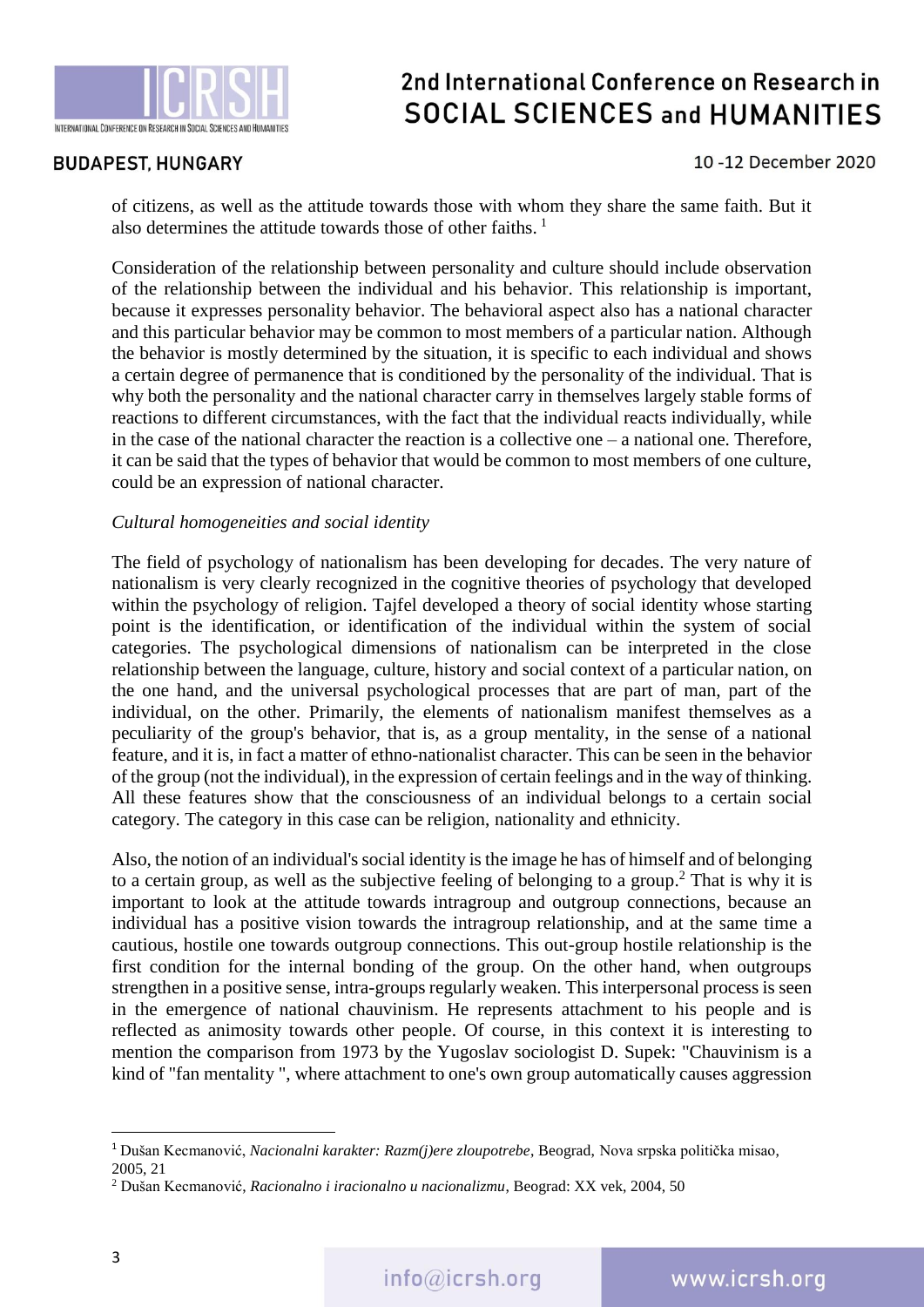of citizens, as well as the attitude towards those with whom they share the same faith. But it also determines the attitude towards those of other faiths. [1]

Consideration of the relationship between personality and culture should include observation of the relationship between the individual and his behavior. This relationship is important, because it expresses personality behavior. The behavioral aspect also has a national character and this particular behavior may be common to most members of a particular nation. Although the behavior is mostly determined by the situation, it is specific to each individual and shows a certain degree of permanence that is conditioned by the personality of the individual. That is why both the personality and the national character carry in themselves largely stable forms of reactions to different circumstances, with the fact that the individual reacts individually, while in the case of the national character the reaction is a collective one – a national one. Therefore, it can be said that the types of behavior that would be common to most members of one culture, could be an expression of national character.

*Cultural homogeneities and social identity*

The field of psychology of nationalism has been developing for decades. The very nature of nationalism is very clearly recognized in the cognitive theories of psychology that developed within the psychology of religion. Tajfel developed a theory of social identity whose starting point is the identification, or identification of the individual within the system of social categories. The psychological dimensions of nationalism can be interpreted in the close relationship between the language, culture, history and social context of a particular nation, on the one hand, and the universal psychological processes that are part of man, part of the individual, on the other. Primarily, the elements of nationalism manifest themselves as a peculiarity of the group's behavior, that is, as a group mentality, in the sense of a national feature, and it is, in fact a matter of ethno-nationalist character. This can be seen in the behavior of the group (not the individual), in the expression of certain feelings and in the way of thinking. All these features show that the consciousness of an individual belongs to a certain social category. The category in this case can be religion, nationality and ethnicity.

Also, the notion of an individual's social identity is the image he has of himself and of belonging to a certain group, as well as the subjective feeling of belonging to a group.[2] That is why it is important to look at the attitude towards intragroup and outgroup connections, because an individual has a positive vision towards the intragroup relationship, and at the same time a cautious, hostile one towards outgroup connections. This out-group hostile relationship is the first condition for the internal bonding of the group. On the other hand, when outgroups strengthen in a positive sense, intra-groups regularly weaken. This interpersonal process is seen in the emergence of national chauvinism. He represents attachment to his people and is reflected as animosity towards other people. Of course, in this context it is interesting to mention the comparison from 1973 by the Yugoslav sociologist D. Supek: "Chauvinism is a kind of "fan mentality ", where attachment to one's own group automatically causes aggression

---

[1] Dušan Kecmanović, *Nacionalni karakter: Razm(j)ere zloupotrebe*, Beograd, Nova srpska politička misao, 2005, 21

[2] Dušan Kecmanović, *Racionalno i iracionalno u nacionalizmu*, Beograd: XX vek, 2004, 50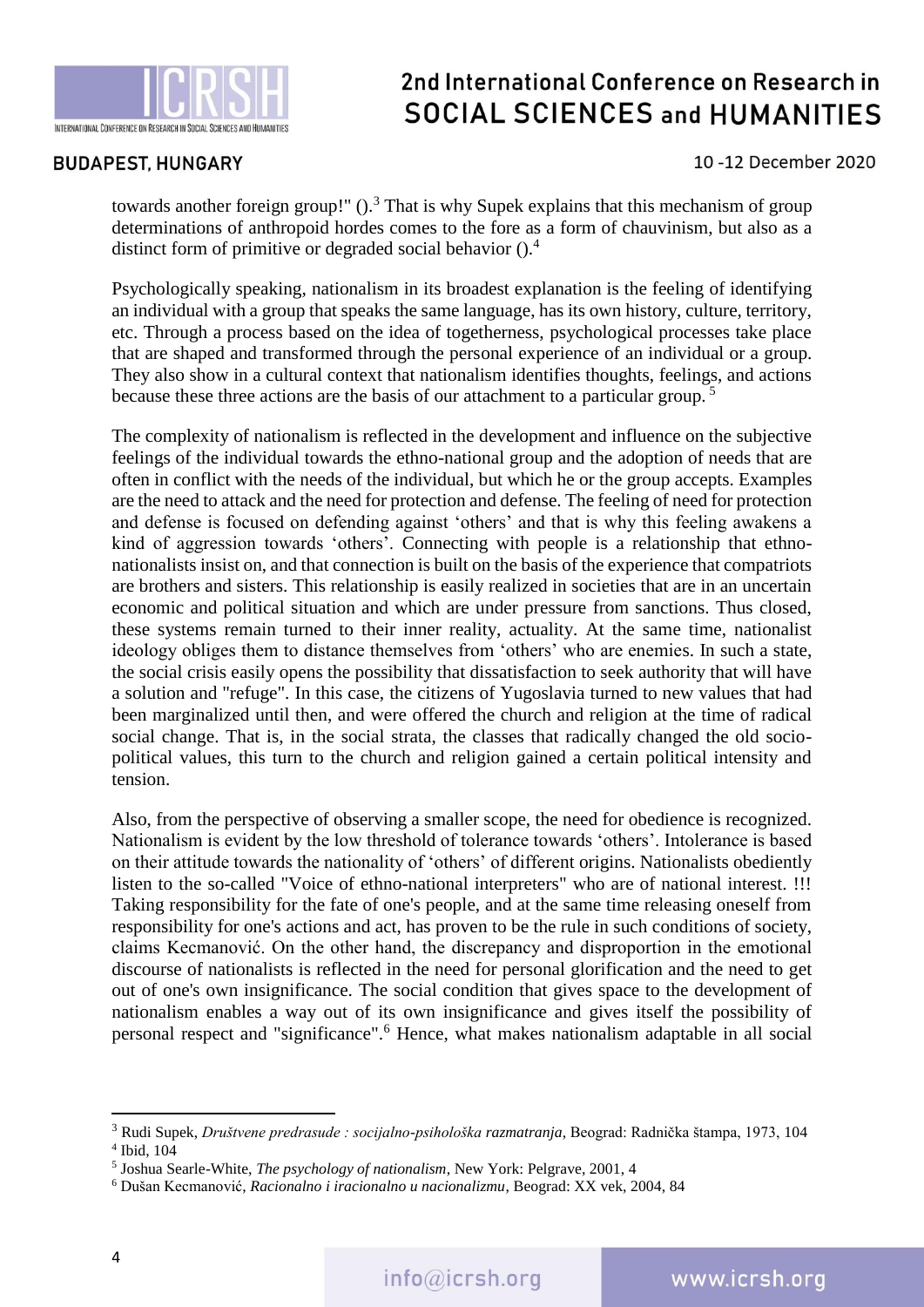towards another foreign group!" ().[3] That is why Supek explains that this mechanism of group determinations of anthropoid hordes comes to the fore as a form of chauvinism, but also as a distinct form of primitive or degraded social behavior ().[4]

Psychologically speaking, nationalism in its broadest explanation is the feeling of identifying an individual with a group that speaks the same language, has its own history, culture, territory, etc. Through a process based on the idea of togetherness, psychological processes take place that are shaped and transformed through the personal experience of an individual or a group. They also show in a cultural context that nationalism identifies thoughts, feelings, and actions because these three actions are the basis of our attachment to a particular group. [5]

The complexity of nationalism is reflected in the development and influence on the subjective feelings of the individual towards the ethno-national group and the adoption of needs that are often in conflict with the needs of the individual, but which he or the group accepts. Examples are the need to attack and the need for protection and defense. The feeling of need for protection and defense is focused on defending against 'others' and that is why this feeling awakens a kind of aggression towards 'others'. Connecting with people is a relationship that ethno-nationalists insist on, and that connection is built on the basis of the experience that compatriots are brothers and sisters. This relationship is easily realized in societies that are in an uncertain economic and political situation and which are under pressure from sanctions. Thus closed, these systems remain turned to their inner reality, actuality. At the same time, nationalist ideology obliges them to distance themselves from 'others' who are enemies. In such a state, the social crisis easily opens the possibility that dissatisfaction to seek authority that will have a solution and "refuge". In this case, the citizens of Yugoslavia turned to new values that had been marginalized until then, and were offered the church and religion at the time of radical social change. That is, in the social strata, the classes that radically changed the old socio-political values, this turn to the church and religion gained a certain political intensity and tension.

Also, from the perspective of observing a smaller scope, the need for obedience is recognized. Nationalism is evident by the low threshold of tolerance towards 'others'. Intolerance is based on their attitude towards the nationality of 'others' of different origins. Nationalists obediently listen to the so-called "Voice of ethno-national interpreters" who are of national interest. !!! Taking responsibility for the fate of one's people, and at the same time releasing oneself from responsibility for one's actions and act, has proven to be the rule in such conditions of society, claims Kecmanović. On the other hand, the discrepancy and disproportion in the emotional discourse of nationalists is reflected in the need for personal glorification and the need to get out of one's own insignificance. The social condition that gives space to the development of nationalism enables a way out of its own insignificance and gives itself the possibility of personal respect and "significance".[6] Hence, what makes nationalism adaptable in all social

---

[3] Rudi Supek, *Društvene predrasude : socijalno-psihološka razmatranja*, Beograd: Radnička štampa, 1973, 104

[4] Ibid, 104

[5] Joshua Searle-White, *The psychology of nationalism*, New York: Pelgrave, 2001, 4

[6] Dušan Kecmanović, *Racionalno i iracionalno u nacionalizmu*, Beograd: XX vek, 2004, 84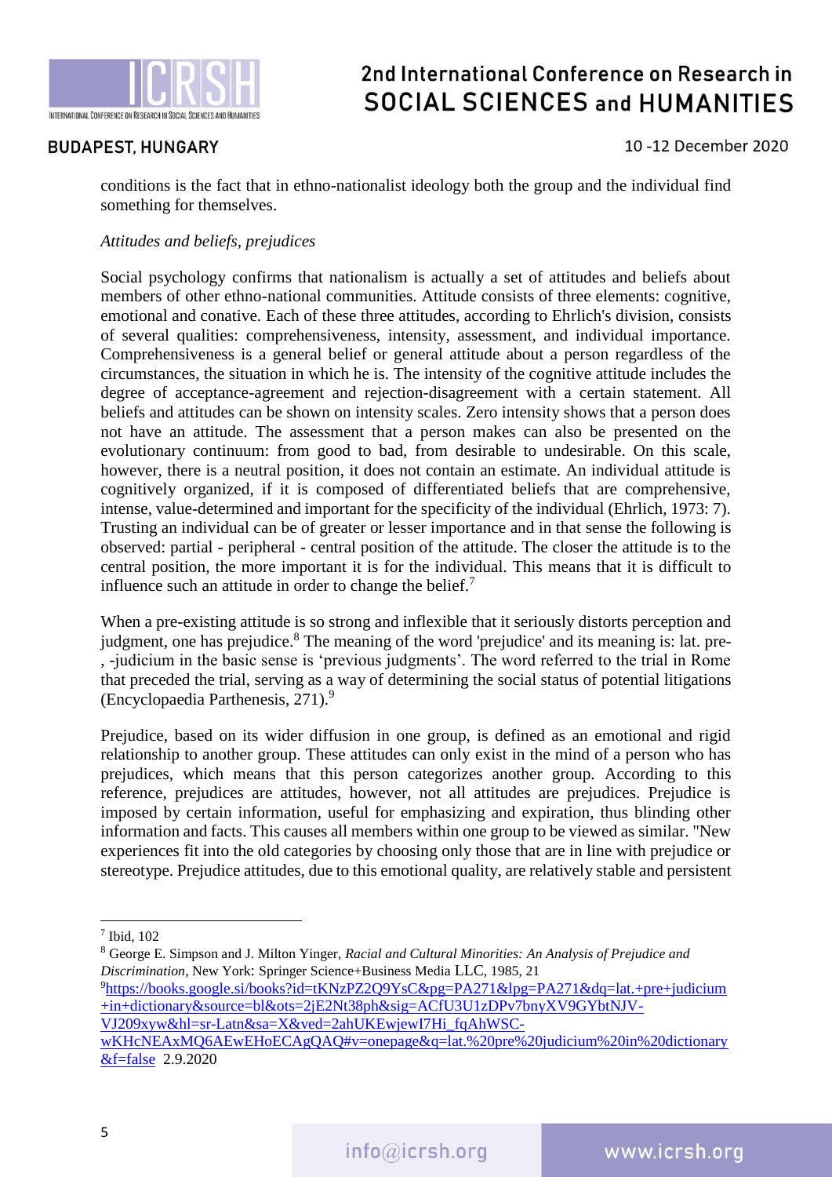conditions is the fact that in ethno-nationalist ideology both the group and the individual find something for themselves.

*Attitudes and beliefs, prejudices*

Social psychology confirms that nationalism is actually a set of attitudes and beliefs about members of other ethno-national communities. Attitude consists of three elements: cognitive, emotional and conative. Each of these three attitudes, according to Ehrlich's division, consists of several qualities: comprehensiveness, intensity, assessment, and individual importance. Comprehensiveness is a general belief or general attitude about a person regardless of the circumstances, the situation in which he is. The intensity of the cognitive attitude includes the degree of acceptance-agreement and rejection-disagreement with a certain statement. All beliefs and attitudes can be shown on intensity scales. Zero intensity shows that a person does not have an attitude. The assessment that a person makes can also be presented on the evolutionary continuum: from good to bad, from desirable to undesirable. On this scale, however, there is a neutral position, it does not contain an estimate. An individual attitude is cognitively organized, if it is composed of differentiated beliefs that are comprehensive, intense, value-determined and important for the specificity of the individual (Ehrlich, 1973: 7). Trusting an individual can be of greater or lesser importance and in that sense the following is observed: partial - peripheral - central position of the attitude. The closer the attitude is to the central position, the more important it is for the individual. This means that it is difficult to influence such an attitude in order to change the belief.[7]

When a pre-existing attitude is so strong and inflexible that it seriously distorts perception and judgment, one has prejudice.[8] The meaning of the word 'prejudice' and its meaning is: lat. pre-, -judicium in the basic sense is 'previous judgments'. The word referred to the trial in Rome that preceded the trial, serving as a way of determining the social status of potential litigations (Encyclopaedia Parthenesis, 271).[9]

Prejudice, based on its wider diffusion in one group, is defined as an emotional and rigid relationship to another group. These attitudes can only exist in the mind of a person who has prejudices, which means that this person categorizes another group. According to this reference, prejudices are attitudes, however, not all attitudes are prejudices. Prejudice is imposed by certain information, useful for emphasizing and expiration, thus blinding other information and facts. This causes all members within one group to be viewed as similar. "New experiences fit into the old categories by choosing only those that are in line with prejudice or stereotype. Prejudice attitudes, due to this emotional quality, are relatively stable and persistent

---

[7] Ibid, 102

[8] George E. Simpson and J. Milton Yinger, *Racial and Cultural Minorities: An Analysis of Prejudice and Discrimination*, New York: Springer Science+Business Media LLC, 1985, 21

[9] https://books.google.si/books?id=tKNzPZ2Q9YsC&pg=PA271&lpg=PA271&dq=lat.+pre+judicium+in+dictionary&source=bl&ots=2jE2Nt38ph&sig=ACfU3U1zDPv7bnyXV9GYbtNJV-VJ209xyw&hl=sr-Latn&sa=X&ved=2ahUKEwjewI7Hi_fqAhWSC-wKHcNEAxMQ6AEwEHoECAgQAQ#v=onepage&q=lat.%20pre%20judicium%20in%20dictionary&f=false 2.9.2020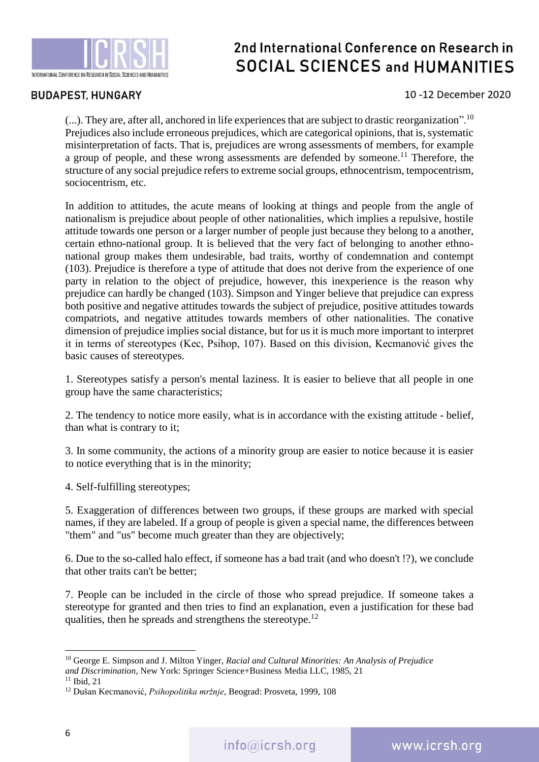(...). They are, after all, anchored in life experiences that are subject to drastic reorganization".[10] Prejudices also include erroneous prejudices, which are categorical opinions, that is, systematic misinterpretation of facts. That is, prejudices are wrong assessments of members, for example a group of people, and these wrong assessments are defended by someone.[11] Therefore, the structure of any social prejudice refers to extreme social groups, ethnocentrism, tempocentrism, sociocentrism, etc.

In addition to attitudes, the acute means of looking at things and people from the angle of nationalism is prejudice about people of other nationalities, which implies a repulsive, hostile attitude towards one person or a larger number of people just because they belong to a another, certain ethno-national group. It is believed that the very fact of belonging to another ethno-national group makes them undesirable, bad traits, worthy of condemnation and contempt (103). Prejudice is therefore a type of attitude that does not derive from the experience of one party in relation to the object of prejudice, however, this inexperience is the reason why prejudice can hardly be changed (103). Simpson and Yinger believe that prejudice can express both positive and negative attitudes towards the subject of prejudice, positive attitudes towards compatriots, and negative attitudes towards members of other nationalities. The conative dimension of prejudice implies social distance, but for us it is much more important to interpret it in terms of stereotypes (Kec, Psihop, 107). Based on this division, Kecmanović gives the basic causes of stereotypes.

1. Stereotypes satisfy a person's mental laziness. It is easier to believe that all people in one group have the same characteristics;

2. The tendency to notice more easily, what is in accordance with the existing attitude - belief, than what is contrary to it;

3. In some community, the actions of a minority group are easier to notice because it is easier to notice everything that is in the minority;

4. Self-fulfilling stereotypes;

5. Exaggeration of differences between two groups, if these groups are marked with special names, if they are labeled. If a group of people is given a special name, the differences between "them" and "us" become much greater than they are objectively;

6. Due to the so-called halo effect, if someone has a bad trait (and who doesn't !?), we conclude that other traits can't be better;

7. People can be included in the circle of those who spread prejudice. If someone takes a stereotype for granted and then tries to find an explanation, even a justification for these bad qualities, then he spreads and strengthens the stereotype.[12]

---

[10] George E. Simpson and J. Milton Yinger, *Racial and Cultural Minorities: An Analysis of Prejudice and Discrimination*, New York: Springer Science+Business Media LLC, 1985, 21

[11] Ibid, 21

[12] Dušan Kecmanović, *Psihopolitika mržnje*, Beograd: Prosveta, 1999, 108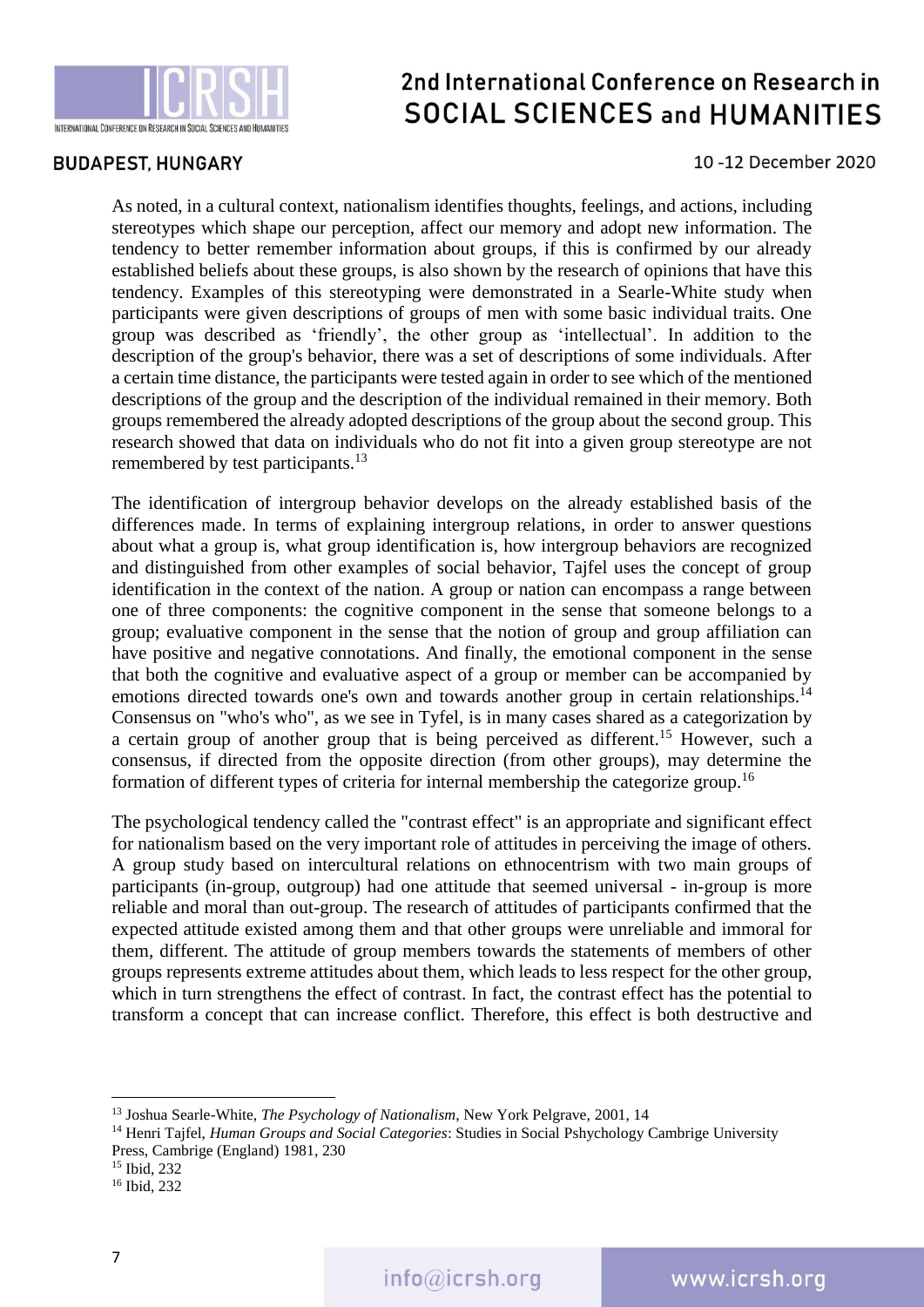As noted, in a cultural context, nationalism identifies thoughts, feelings, and actions, including stereotypes which shape our perception, affect our memory and adopt new information. The tendency to better remember information about groups, if this is confirmed by our already established beliefs about these groups, is also shown by the research of opinions that have this tendency. Examples of this stereotyping were demonstrated in a Searle-White study when participants were given descriptions of groups of men with some basic individual traits. One group was described as 'friendly', the other group as 'intellectual'. In addition to the description of the group's behavior, there was a set of descriptions of some individuals. After a certain time distance, the participants were tested again in order to see which of the mentioned descriptions of the group and the description of the individual remained in their memory. Both groups remembered the already adopted descriptions of the group about the second group. This research showed that data on individuals who do not fit into a given group stereotype are not remembered by test participants.[13]

The identification of intergroup behavior develops on the already established basis of the differences made. In terms of explaining intergroup relations, in order to answer questions about what a group is, what group identification is, how intergroup behaviors are recognized and distinguished from other examples of social behavior, Tajfel uses the concept of group identification in the context of the nation. A group or nation can encompass a range between one of three components: the cognitive component in the sense that someone belongs to a group; evaluative component in the sense that the notion of group and group affiliation can have positive and negative connotations. And finally, the emotional component in the sense that both the cognitive and evaluative aspect of a group or member can be accompanied by emotions directed towards one's own and towards another group in certain relationships.[14] Consensus on "who's who", as we see in Tyfel, is in many cases shared as a categorization by a certain group of another group that is being perceived as different.[15] However, such a consensus, if directed from the opposite direction (from other groups), may determine the formation of different types of criteria for internal membership the categorize group.[16]

The psychological tendency called the "contrast effect" is an appropriate and significant effect for nationalism based on the very important role of attitudes in perceiving the image of others. A group study based on intercultural relations on ethnocentrism with two main groups of participants (in-group, outgroup) had one attitude that seemed universal - in-group is more reliable and moral than out-group. The research of attitudes of participants confirmed that the expected attitude existed among them and that other groups were unreliable and immoral for them, different. The attitude of group members towards the statements of members of other groups represents extreme attitudes about them, which leads to less respect for the other group, which in turn strengthens the effect of contrast. In fact, the contrast effect has the potential to transform a concept that can increase conflict. Therefore, this effect is both destructive and

---

[13] Joshua Searle-White, *The Psychology of Nationalism*, New York Pelgrave, 2001, 14

[14] Henri Tajfel, *Human Groups and Social Categories*: Studies in Social Pshychology Cambrige University Press, Cambrige (England) 1981, 230

[15] Ibid, 232

[16] Ibid, 232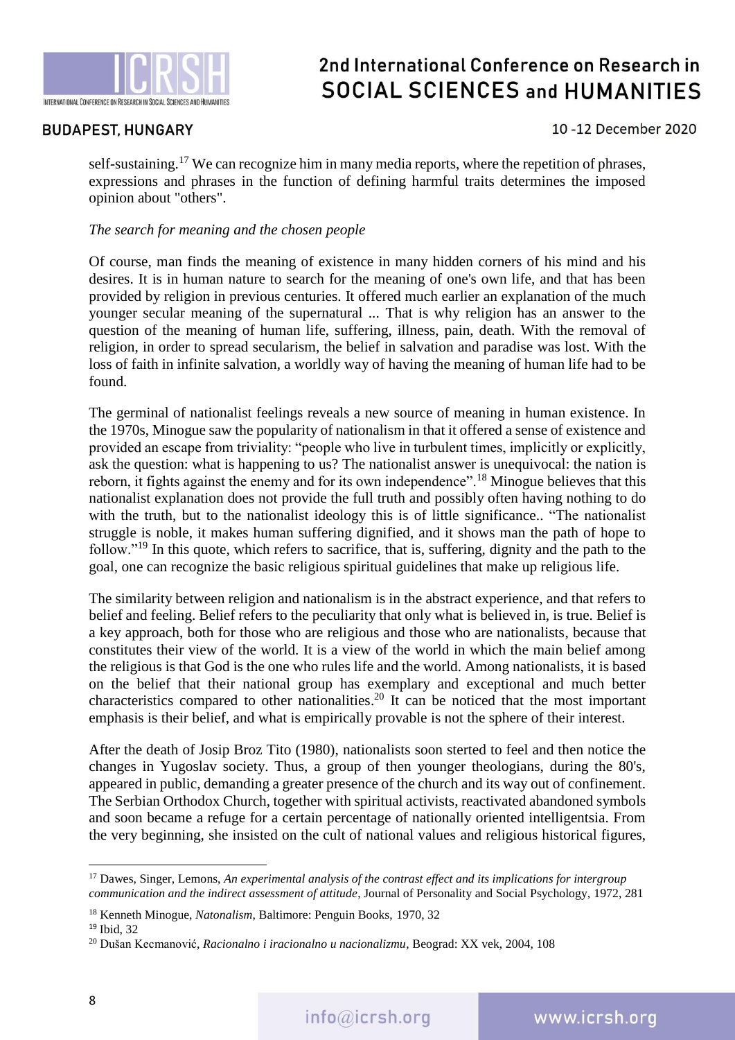self-sustaining.[17] We can recognize him in many media reports, where the repetition of phrases, expressions and phrases in the function of defining harmful traits determines the imposed opinion about "others".

*The search for meaning and the chosen people*

Of course, man finds the meaning of existence in many hidden corners of his mind and his desires. It is in human nature to search for the meaning of one's own life, and that has been provided by religion in previous centuries. It offered much earlier an explanation of the much younger secular meaning of the supernatural ... That is why religion has an answer to the question of the meaning of human life, suffering, illness, pain, death. With the removal of religion, in order to spread secularism, the belief in salvation and paradise was lost. With the loss of faith in infinite salvation, a worldly way of having the meaning of human life had to be found.

The germinal of nationalist feelings reveals a new source of meaning in human existence. In the 1970s, Minogue saw the popularity of nationalism in that it offered a sense of existence and provided an escape from triviality: "people who live in turbulent times, implicitly or explicitly, ask the question: what is happening to us? The nationalist answer is unequivocal: the nation is reborn, it fights against the enemy and for its own independence".[18] Minogue believes that this nationalist explanation does not provide the full truth and possibly often having nothing to do with the truth, but to the nationalist ideology this is of little significance.. "The nationalist struggle is noble, it makes human suffering dignified, and it shows man the path of hope to follow."[19] In this quote, which refers to sacrifice, that is, suffering, dignity and the path to the goal, one can recognize the basic religious spiritual guidelines that make up religious life.

The similarity between religion and nationalism is in the abstract experience, and that refers to belief and feeling. Belief refers to the peculiarity that only what is believed in, is true. Belief is a key approach, both for those who are religious and those who are nationalists, because that constitutes their view of the world. It is a view of the world in which the main belief among the religious is that God is the one who rules life and the world. Among nationalists, it is based on the belief that their national group has exemplary and exceptional and much better characteristics compared to other nationalities.[20] It can be noticed that the most important emphasis is their belief, and what is empirically provable is not the sphere of their interest.

After the death of Josip Broz Tito (1980), nationalists soon sterted to feel and then notice the changes in Yugoslav society. Thus, a group of then younger theologians, during the 80's, appeared in public, demanding a greater presence of the church and its way out of confinement. The Serbian Orthodox Church, together with spiritual activists, reactivated abandoned symbols and soon became a refuge for a certain percentage of nationally oriented intelligentsia. From the very beginning, she insisted on the cult of national values and religious historical figures,

---

[17] Dawes, Singer, Lemons, *An experimental analysis of the contrast effect and its implications for intergroup communication and the indirect assessment of attitude*, Journal of Personality and Social Psychology, 1972, 281

[18] Kenneth Minogue, *Natonalism*, Baltimore: Penguin Books, 1970, 32

[19] Ibid, 32

[20] Dušan Kecmanović, *Racionalno i iracionalno u nacionalizmu*, Beograd: XX vek, 2004, 108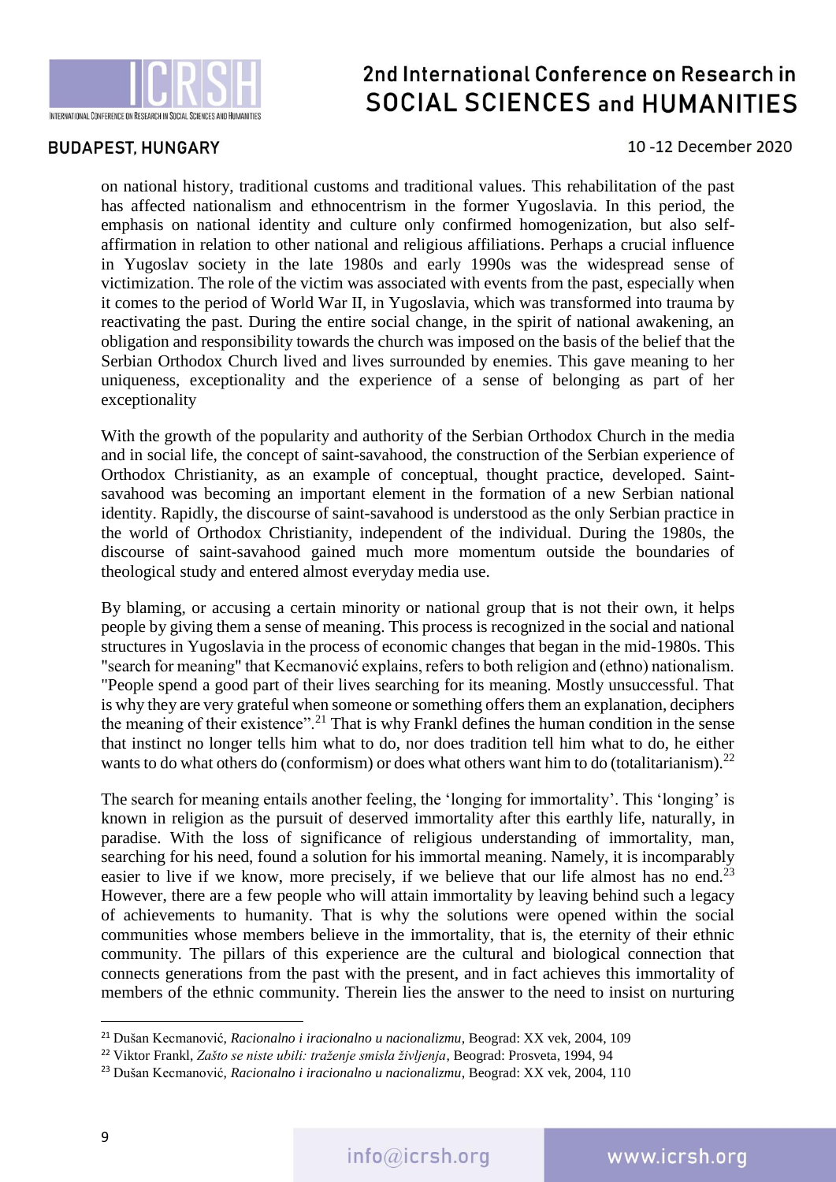on national history, traditional customs and traditional values. This rehabilitation of the past has affected nationalism and ethnocentrism in the former Yugoslavia. In this period, the emphasis on national identity and culture only confirmed homogenization, but also self-affirmation in relation to other national and religious affiliations. Perhaps a crucial influence in Yugoslav society in the late 1980s and early 1990s was the widespread sense of victimization. The role of the victim was associated with events from the past, especially when it comes to the period of World War II, in Yugoslavia, which was transformed into trauma by reactivating the past. During the entire social change, in the spirit of national awakening, an obligation and responsibility towards the church was imposed on the basis of the belief that the Serbian Orthodox Church lived and lives surrounded by enemies. This gave meaning to her uniqueness, exceptionality and the experience of a sense of belonging as part of her exceptionality

With the growth of the popularity and authority of the Serbian Orthodox Church in the media and in social life, the concept of saint-savahood, the construction of the Serbian experience of Orthodox Christianity, as an example of conceptual, thought practice, developed. Saint-savahood was becoming an important element in the formation of a new Serbian national identity. Rapidly, the discourse of saint-savahood is understood as the only Serbian practice in the world of Orthodox Christianity, independent of the individual. During the 1980s, the discourse of saint-savahood gained much more momentum outside the boundaries of theological study and entered almost everyday media use.

By blaming, or accusing a certain minority or national group that is not their own, it helps people by giving them a sense of meaning. This process is recognized in the social and national structures in Yugoslavia in the process of economic changes that began in the mid-1980s. This "search for meaning" that Kecmanović explains, refers to both religion and (ethno) nationalism. "People spend a good part of their lives searching for its meaning. Mostly unsuccessful. That is why they are very grateful when someone or something offers them an explanation, deciphers the meaning of their existence".[21] That is why Frankl defines the human condition in the sense that instinct no longer tells him what to do, nor does tradition tell him what to do, he either wants to do what others do (conformism) or does what others want him to do (totalitarianism).[22]

The search for meaning entails another feeling, the 'longing for immortality'. This 'longing' is known in religion as the pursuit of deserved immortality after this earthly life, naturally, in paradise. With the loss of significance of religious understanding of immortality, man, searching for his need, found a solution for his immortal meaning. Namely, it is incomparably easier to live if we know, more precisely, if we believe that our life almost has no end.[23] However, there are a few people who will attain immortality by leaving behind such a legacy of achievements to humanity. That is why the solutions were opened within the social communities whose members believe in the immortality, that is, the eternity of their ethnic community. The pillars of this experience are the cultural and biological connection that connects generations from the past with the present, and in fact achieves this immortality of members of the ethnic community. Therein lies the answer to the need to insist on nurturing

[21] Dušan Kecmanović, *Racionalno i iracionalno u nacionalizmu*, Beograd: XX vek, 2004, 109

[22] Viktor Frankl, *Zašto se niste ubili: traženje smisla življenja*, Beograd: Prosveta, 1994, 94

[23] Dušan Kecmanović, *Racionalno i iracionalno u nacionalizmu*, Beograd: XX vek, 2004, 110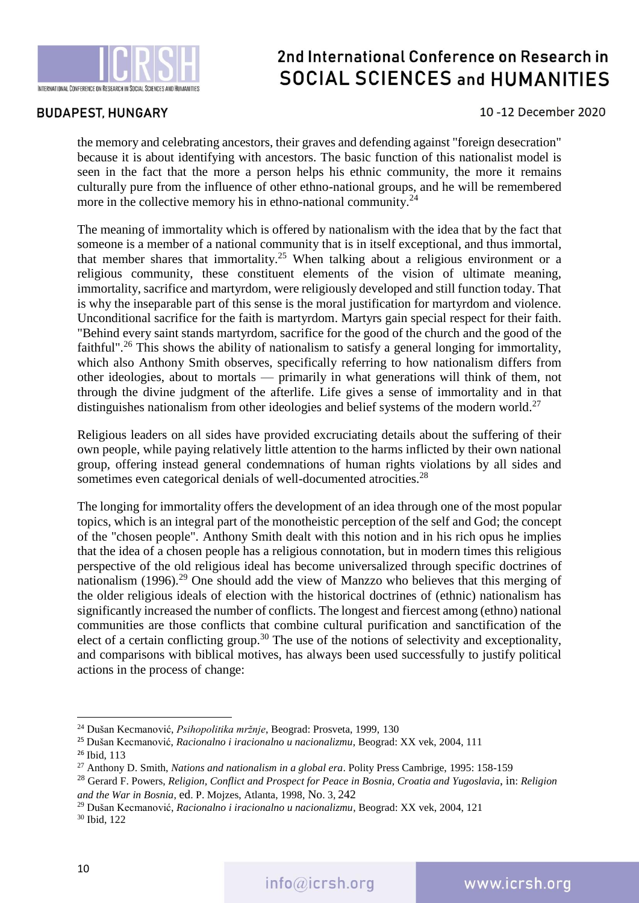the memory and celebrating ancestors, their graves and defending against "foreign desecration" because it is about identifying with ancestors. The basic function of this nationalist model is seen in the fact that the more a person helps his ethnic community, the more it remains culturally pure from the influence of other ethno-national groups, and he will be remembered more in the collective memory his in ethno-national community.[24]

The meaning of immortality which is offered by nationalism with the idea that by the fact that someone is a member of a national community that is in itself exceptional, and thus immortal, that member shares that immortality.[25] When talking about a religious environment or a religious community, these constituent elements of the vision of ultimate meaning, immortality, sacrifice and martyrdom, were religiously developed and still function today. That is why the inseparable part of this sense is the moral justification for martyrdom and violence. Unconditional sacrifice for the faith is martyrdom. Martyrs gain special respect for their faith. "Behind every saint stands martyrdom, sacrifice for the good of the church and the good of the faithful".[26] This shows the ability of nationalism to satisfy a general longing for immortality, which also Anthony Smith observes, specifically referring to how nationalism differs from other ideologies, about to mortals — primarily in what generations will think of them, not through the divine judgment of the afterlife. Life gives a sense of immortality and in that distinguishes nationalism from other ideologies and belief systems of the modern world.[27]

Religious leaders on all sides have provided excruciating details about the suffering of their own people, while paying relatively little attention to the harms inflicted by their own national group, offering instead general condemnations of human rights violations by all sides and sometimes even categorical denials of well-documented atrocities.[28]

The longing for immortality offers the development of an idea through one of the most popular topics, which is an integral part of the monotheistic perception of the self and God; the concept of the "chosen people". Anthony Smith dealt with this notion and in his rich opus he implies that the idea of a chosen people has a religious connotation, but in modern times this religious perspective of the old religious ideal has become universalized through specific doctrines of nationalism (1996).[29] One should add the view of Manzzo who believes that this merging of the older religious ideals of election with the historical doctrines of (ethnic) nationalism has significantly increased the number of conflicts. The longest and fiercest among (ethno) national communities are those conflicts that combine cultural purification and sanctification of the elect of a certain conflicting group.[30] The use of the notions of selectivity and exceptionality, and comparisons with biblical motives, has always been used successfully to justify political actions in the process of change:

---

[24] Dušan Kecmanović, *Psihopolitika mržnje*, Beograd: Prosveta, 1999, 130

[25] Dušan Kecmanović, *Racionalno i iracionalno u nacionalizmu*, Beograd: XX vek, 2004, 111

[26] Ibid, 113

[27] Anthony D. Smith, *Nations and nationalism in a global era*. Polity Press Cambrige, 1995: 158-159

[28] Gerard F. Powers, *Religion, Conflict and Prospect for Peace in Bosnia, Croatia and Yugoslavia*, in: *Religion and the War in Bosnia*, ed. P. Mojzes, Atlanta, 1998, No. 3, 242

[29] Dušan Kecmanović, *Racionalno i iracionalno u nacionalizmu*, Beograd: XX vek, 2004, 121

[30] Ibid, 122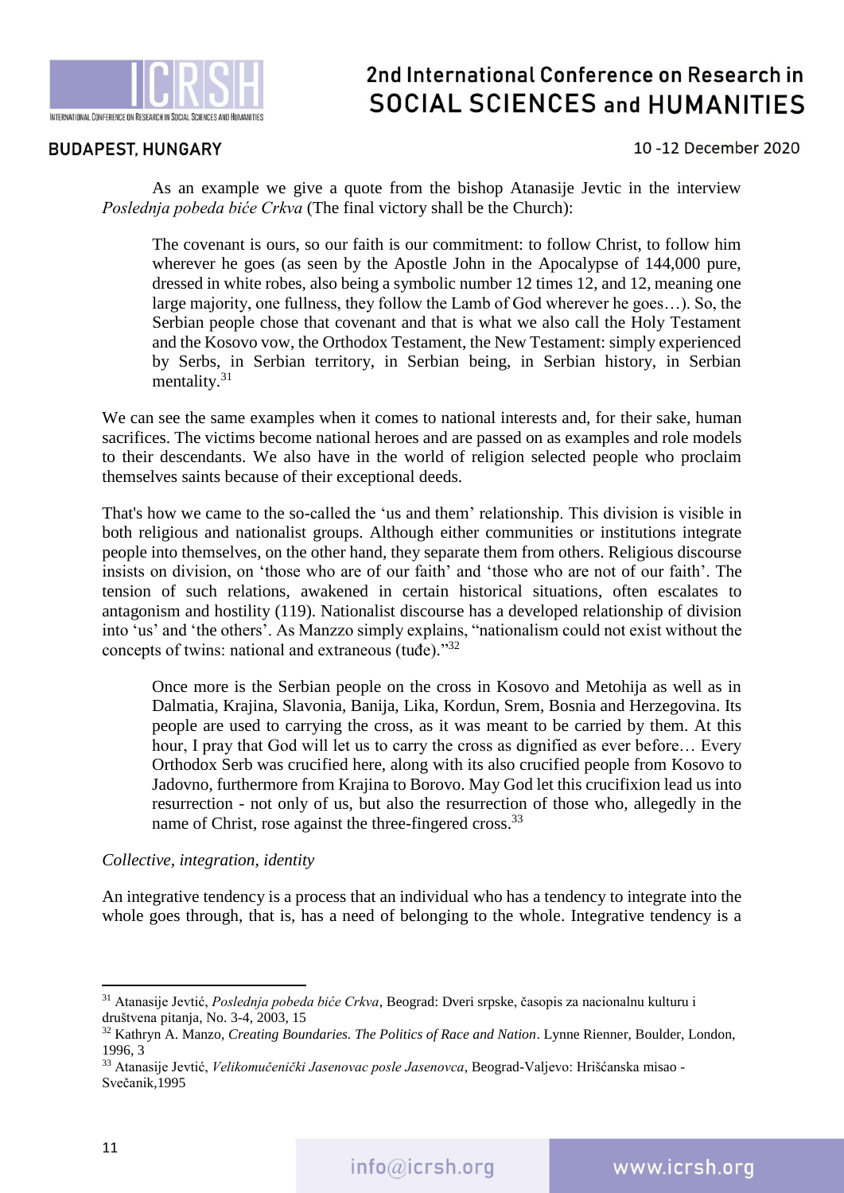As an example we give a quote from the bishop Atanasije Jevtic in the interview *Poslednja pobeda biće Crkva* (The final victory shall be the Church):

> The covenant is ours, so our faith is our commitment: to follow Christ, to follow him wherever he goes (as seen by the Apostle John in the Apocalypse of 144,000 pure, dressed in white robes, also being a symbolic number 12 times 12, and 12, meaning one large majority, one fullness, they follow the Lamb of God wherever he goes…). So, the Serbian people chose that covenant and that is what we also call the Holy Testament and the Kosovo vow, the Orthodox Testament, the New Testament: simply experienced by Serbs, in Serbian territory, in Serbian being, in Serbian history, in Serbian mentality.[31]

We can see the same examples when it comes to national interests and, for their sake, human sacrifices. The victims become national heroes and are passed on as examples and role models to their descendants. We also have in the world of religion selected people who proclaim themselves saints because of their exceptional deeds.

That's how we came to the so-called the 'us and them' relationship. This division is visible in both religious and nationalist groups. Although either communities or institutions integrate people into themselves, on the other hand, they separate them from others. Religious discourse insists on division, on 'those who are of our faith' and 'those who are not of our faith'. The tension of such relations, awakened in certain historical situations, often escalates to antagonism and hostility (119). Nationalist discourse has a developed relationship of division into 'us' and 'the others'. As Manzzo simply explains, "nationalism could not exist without the concepts of twins: national and extraneous (tuđe)."[32]

> Once more is the Serbian people on the cross in Kosovo and Metohija as well as in Dalmatia, Krajina, Slavonia, Banija, Lika, Kordun, Srem, Bosnia and Herzegovina. Its people are used to carrying the cross, as it was meant to be carried by them. At this hour, I pray that God will let us to carry the cross as dignified as ever before… Every Orthodox Serb was crucified here, along with its also crucified people from Kosovo to Jadovno, furthermore from Krajina to Borovo. May God let this crucifixion lead us into resurrection - not only of us, but also the resurrection of those who, allegedly in the name of Christ, rose against the three-fingered cross.[33]

*Collective, integration, identity*

An integrative tendency is a process that an individual who has a tendency to integrate into the whole goes through, that is, has a need of belonging to the whole. Integrative tendency is a

---

[31] Atanasije Jevtić, *Poslednja pobeda biće Crkva*, Beograd: Dveri srpske, časopis za nacionalnu kulturu i društvena pitanja, No. 3-4, 2003, 15

[32] Kathryn A. Manzo, *Creating Boundaries. The Politics of Race and Nation*. Lynne Rienner, Boulder, London, 1996, 3

[33] Atanasije Jevtić, *Velikomučenički Jasenovac posle Jasenovca*, Beograd-Valjevo: Hrišćanska misao - Svečanik,1995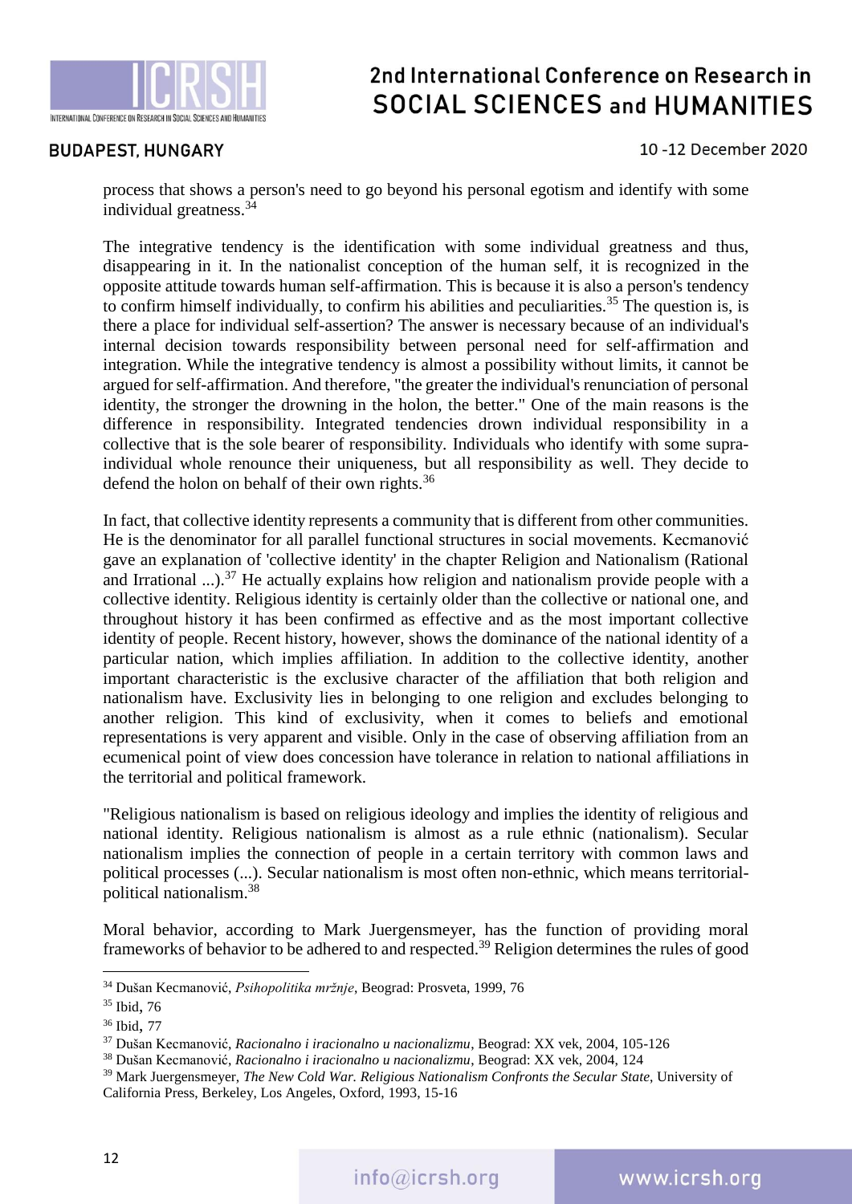process that shows a person's need to go beyond his personal egotism and identify with some individual greatness.[34]

The integrative tendency is the identification with some individual greatness and thus, disappearing in it. In the nationalist conception of the human self, it is recognized in the opposite attitude towards human self-affirmation. This is because it is also a person's tendency to confirm himself individually, to confirm his abilities and peculiarities.[35] The question is, is there a place for individual self-assertion? The answer is necessary because of an individual's internal decision towards responsibility between personal need for self-affirmation and integration. While the integrative tendency is almost a possibility without limits, it cannot be argued for self-affirmation. And therefore, "the greater the individual's renunciation of personal identity, the stronger the drowning in the holon, the better." One of the main reasons is the difference in responsibility. Integrated tendencies drown individual responsibility in a collective that is the sole bearer of responsibility. Individuals who identify with some supra-individual whole renounce their uniqueness, but all responsibility as well. They decide to defend the holon on behalf of their own rights.[36]

In fact, that collective identity represents a community that is different from other communities. He is the denominator for all parallel functional structures in social movements. Kecmanović gave an explanation of 'collective identity' in the chapter Religion and Nationalism (Rational and Irrational ...).[37] He actually explains how religion and nationalism provide people with a collective identity. Religious identity is certainly older than the collective or national one, and throughout history it has been confirmed as effective and as the most important collective identity of people. Recent history, however, shows the dominance of the national identity of a particular nation, which implies affiliation. In addition to the collective identity, another important characteristic is the exclusive character of the affiliation that both religion and nationalism have. Exclusivity lies in belonging to one religion and excludes belonging to another religion. This kind of exclusivity, when it comes to beliefs and emotional representations is very apparent and visible. Only in the case of observing affiliation from an ecumenical point of view does concession have tolerance in relation to national affiliations in the territorial and political framework.

"Religious nationalism is based on religious ideology and implies the identity of religious and national identity. Religious nationalism is almost as a rule ethnic (nationalism). Secular nationalism implies the connection of people in a certain territory with common laws and political processes (...). Secular nationalism is most often non-ethnic, which means territorial-political nationalism.[38]

Moral behavior, according to Mark Juergensmeyer, has the function of providing moral frameworks of behavior to be adhered to and respected.[39] Religion determines the rules of good

---

[34] Dušan Kecmanović, *Psihopolitika mržnje*, Beograd: Prosveta, 1999, 76

[35] Ibid, 76

[36] Ibid, 77

[37] Dušan Kecmanović, *Racionalno i iracionalno u nacionalizmu*, Beograd: XX vek, 2004, 105-126

[38] Dušan Kecmanović, *Racionalno i iracionalno u nacionalizmu*, Beograd: XX vek, 2004, 124

[39] Mark Juergensmeyer, *The New Cold War. Religious Nationalism Confronts the Secular State*, University of California Press, Berkeley, Los Angeles, Oxford, 1993, 15-16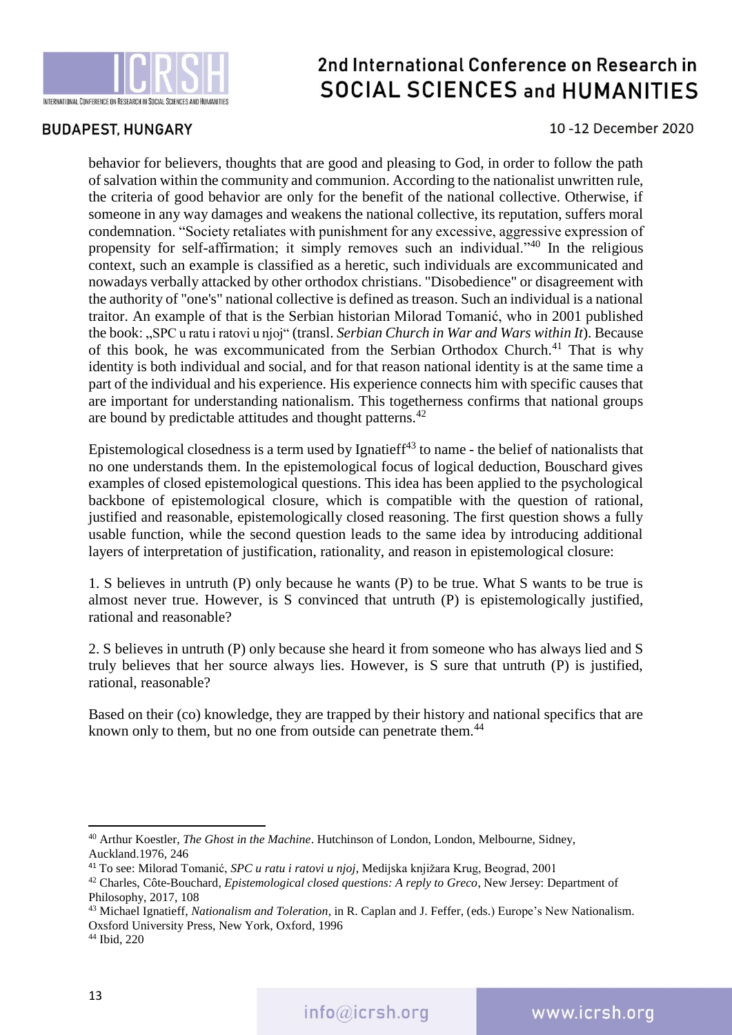behavior for believers, thoughts that are good and pleasing to God, in order to follow the path of salvation within the community and communion. According to the nationalist unwritten rule, the criteria of good behavior are only for the benefit of the national collective. Otherwise, if someone in any way damages and weakens the national collective, its reputation, suffers moral condemnation. "Society retaliates with punishment for any excessive, aggressive expression of propensity for self-affirmation; it simply removes such an individual."[40] In the religious context, such an example is classified as a heretic, such individuals are excommunicated and nowadays verbally attacked by other orthodox christians. "Disobedience" or disagreement with the authority of "one's" national collective is defined as treason. Such an individual is a national traitor. An example of that is the Serbian historian Milorad Tomanić, who in 2001 published the book: „SPC u ratu i ratovi u njoj" (transl. *Serbian Church in War and Wars within It*). Because of this book, he was excommunicated from the Serbian Orthodox Church.[41] That is why identity is both individual and social, and for that reason national identity is at the same time a part of the individual and his experience. His experience connects him with specific causes that are important for understanding nationalism. This togetherness confirms that national groups are bound by predictable attitudes and thought patterns.[42]

Epistemological closedness is a term used by Ignatieff[43] to name - the belief of nationalists that no one understands them. In the epistemological focus of logical deduction, Bouschard gives examples of closed epistemological questions. This idea has been applied to the psychological backbone of epistemological closure, which is compatible with the question of rational, justified and reasonable, epistemologically closed reasoning. The first question shows a fully usable function, while the second question leads to the same idea by introducing additional layers of interpretation of justification, rationality, and reason in epistemological closure:

1. S believes in untruth (P) only because he wants (P) to be true. What S wants to be true is almost never true. However, is S convinced that untruth (P) is epistemologically justified, rational and reasonable?

2. S believes in untruth (P) only because she heard it from someone who has always lied and S truly believes that her source always lies. However, is S sure that untruth (P) is justified, rational, reasonable?

Based on their (co) knowledge, they are trapped by their history and national specifics that are known only to them, but no one from outside can penetrate them.[44]

---

[40] Arthur Koestler, *The Ghost in the Machine*. Hutchinson of London, London, Melbourne, Sidney, Auckland.1976, 246

[41] To see: Milorad Tomanić, *SPC u ratu i ratovi u njoj*, Medijska knjižara Krug, Beograd, 2001

[42] Charles, Côte-Bouchard, *Epistemological closed questions: A reply to Greco*, New Jersey: Department of Philosophy, 2017, 108

[43] Michael Ignatieff, *Nationalism and Toleration*, in R. Caplan and J. Feffer, (eds.) Europe's New Nationalism. Oxsford University Press, New York, Oxford, 1996

[44] Ibid, 220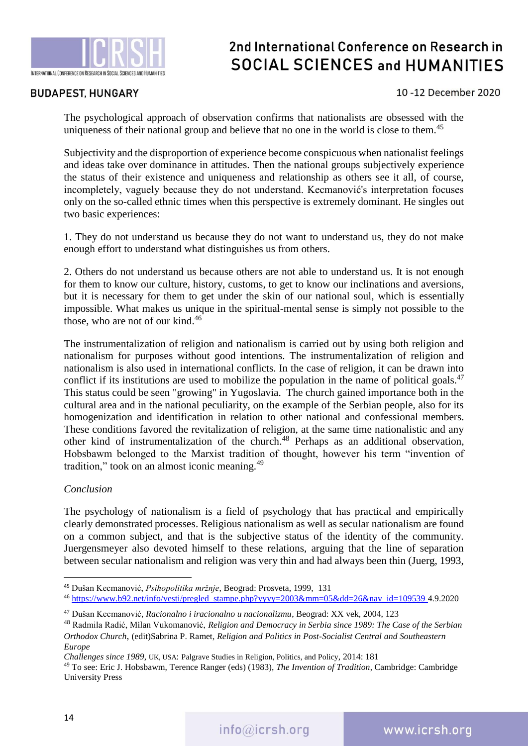The psychological approach of observation confirms that nationalists are obsessed with the uniqueness of their national group and believe that no one in the world is close to them.[45]

Subjectivity and the disproportion of experience become conspicuous when nationalist feelings and ideas take over dominance in attitudes. Then the national groups subjectively experience the status of their existence and uniqueness and relationship as others see it all, of course, incompletely, vaguely because they do not understand. Kecmanović's interpretation focuses only on the so-called ethnic times when this perspective is extremely dominant. He singles out two basic experiences:

1. They do not understand us because they do not want to understand us, they do not make enough effort to understand what distinguishes us from others.

2. Others do not understand us because others are not able to understand us. It is not enough for them to know our culture, history, customs, to get to know our inclinations and aversions, but it is necessary for them to get under the skin of our national soul, which is essentially impossible. What makes us unique in the spiritual-mental sense is simply not possible to the those, who are not of our kind.[46]

The instrumentalization of religion and nationalism is carried out by using both religion and nationalism for purposes without good intentions. The instrumentalization of religion and nationalism is also used in international conflicts. In the case of religion, it can be drawn into conflict if its institutions are used to mobilize the population in the name of political goals.[47] This status could be seen "growing" in Yugoslavia. The church gained importance both in the cultural area and in the national peculiarity, on the example of the Serbian people, also for its homogenization and identification in relation to other national and confessional members. These conditions favored the revitalization of religion, at the same time nationalistic and any other kind of instrumentalization of the church.[48] Perhaps as an additional observation, Hobsbawm belonged to the Marxist tradition of thought, however his term "invention of tradition," took on an almost iconic meaning.[49]

*Conclusion*

The psychology of nationalism is a field of psychology that has practical and empirically clearly demonstrated processes. Religious nationalism as well as secular nationalism are found on a common subject, and that is the subjective status of the identity of the community. Juergensmeyer also devoted himself to these relations, arguing that the line of separation between secular nationalism and religion was very thin and had always been thin (Juerg, 1993,

---

[45] Dušan Kecmanović, *Psihopolitika mržnje*, Beograd: Prosveta, 1999, 131

[46] https://www.b92.net/info/vesti/pregled_stampe.php?yyyy=2003&mm=05&dd=26&nav_id=109539 4.9.2020

[47] Dušan Kecmanović, *Racionalno i iracionalno u nacionalizmu*, Beograd: XX vek, 2004, 123

[48] Radmila Radić, Milan Vukomanović, *Religion and Democracy in Serbia since 1989: The Case of the Serbian Orthodox Church*, (edit)Sabrina P. Ramet, *Religion and Politics in Post-Socialist Central and Southeastern Europe Challenges since 1989*, UK, USA: Palgrave Studies in Religion, Politics, and Policy, 2014: 181

[49] To see: Eric J. Hobsbawm, Terence Ranger (eds) (1983), *The Invention of Tradition*, Cambridge: Cambridge University Press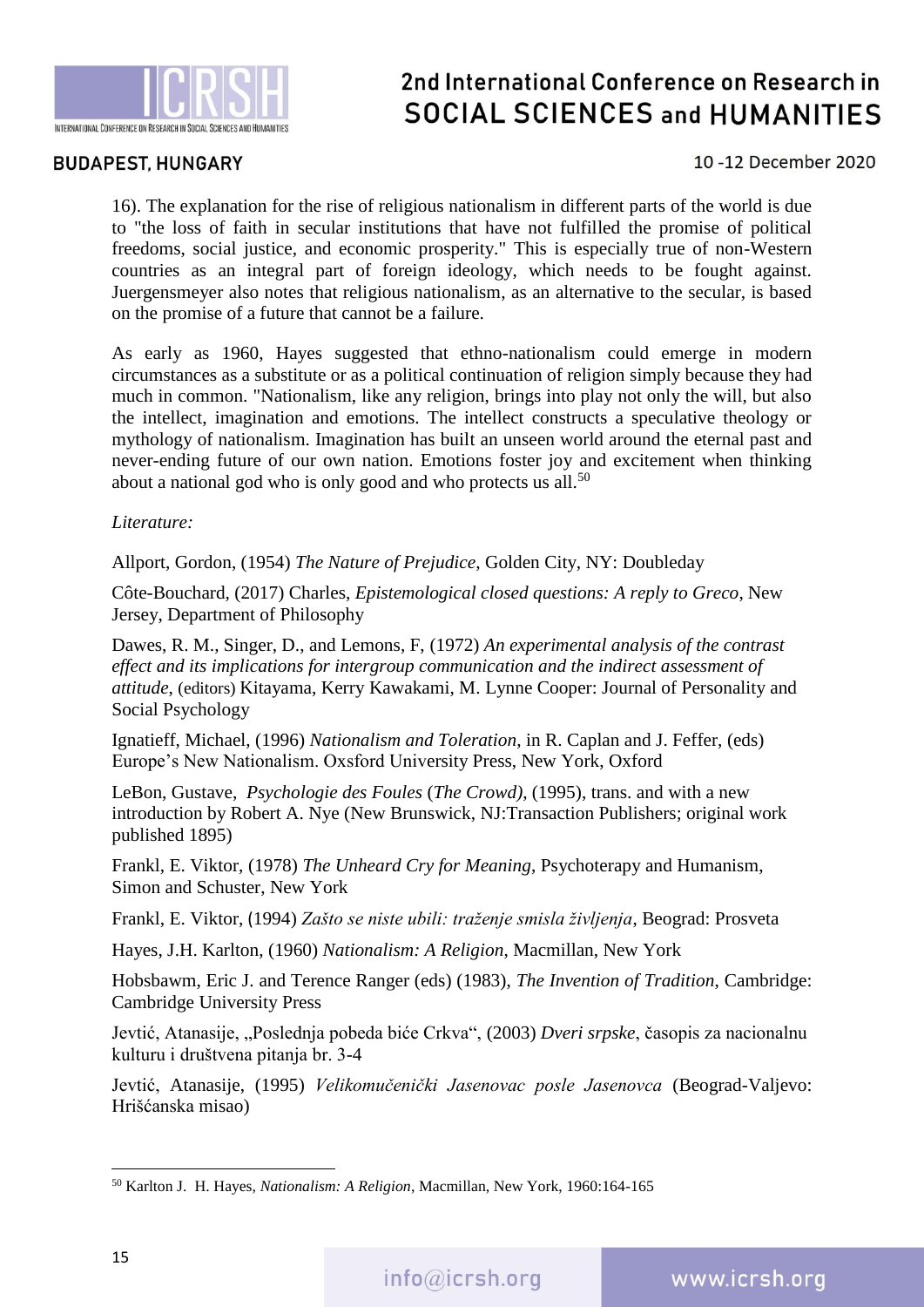16). The explanation for the rise of religious nationalism in different parts of the world is due to "the loss of faith in secular institutions that have not fulfilled the promise of political freedoms, social justice, and economic prosperity." This is especially true of non-Western countries as an integral part of foreign ideology, which needs to be fought against. Juergensmeyer also notes that religious nationalism, as an alternative to the secular, is based on the promise of a future that cannot be a failure.

As early as 1960, Hayes suggested that ethno-nationalism could emerge in modern circumstances as a substitute or as a political continuation of religion simply because they had much in common. "Nationalism, like any religion, brings into play not only the will, but also the intellect, imagination and emotions. The intellect constructs a speculative theology or mythology of nationalism. Imagination has built an unseen world around the eternal past and never-ending future of our own nation. Emotions foster joy and excitement when thinking about a national god who is only good and who protects us all.[50]

*Literature:*

Allport, Gordon, (1954) *The Nature of Prejudice*, Golden City, NY: Doubleday

Côte-Bouchard, (2017) Charles, *Epistemological closed questions: A reply to Greco*, New Jersey, Department of Philosophy

Dawes, R. M., Singer, D., and Lemons, F, (1972) *An experimental analysis of the contrast effect and its implications for intergroup communication and the indirect assessment of attitude*, (editors) Kitayama, Kerry Kawakami, M. Lynne Cooper: Journal of Personality and Social Psychology

Ignatieff, Michael, (1996) *Nationalism and Toleration*, in R. Caplan and J. Feffer, (eds) Europe's New Nationalism. Oxsford University Press, New York, Oxford

LeBon, Gustave, *Psychologie des Foules* (*The Crowd)*, (1995), trans. and with a new introduction by Robert A. Nye (New Brunswick, NJ:Transaction Publishers; original work published 1895)

Frankl, E. Viktor, (1978) *The Unheard Cry for Meaning*, Psychoterapy and Humanism, Simon and Schuster, New York

Frankl, E. Viktor, (1994) *Zašto se niste ubili: traženje smisla življenja*, Beograd: Prosveta

Hayes, J.H. Karlton, (1960) *Nationalism: A Religion*, Macmillan, New York

Hobsbawm, Eric J. and Terence Ranger (eds) (1983), *The Invention of Tradition*, Cambridge: Cambridge University Press

Jevtić, Atanasije, „Poslednja pobeda biće Crkva", (2003) *Dveri srpske*, časopis za nacionalnu kulturu i društvena pitanja br. 3-4

Jevtić, Atanasije, (1995) *Velikomučenički Jasenovac posle Jasenovca* (Beograd-Valjevo: Hrišćanska misao)

---

[50] Karlton J. H. Hayes, *Nationalism: A Religion*, Macmillan, New York, 1960:164-165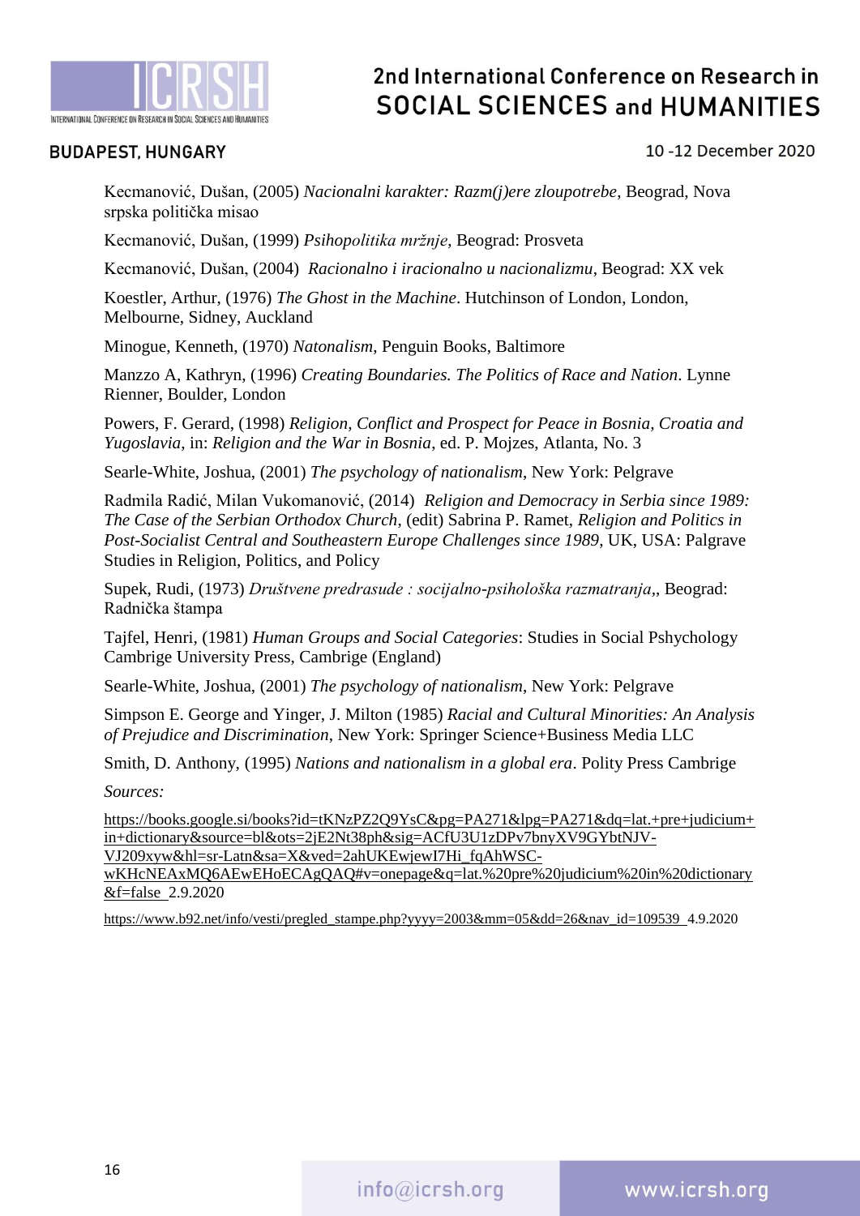Kecmanović, Dušan, (2005) *Nacionalni karakter: Razm(j)ere zloupotrebe*, Beograd, Nova srpska politička misao

Kecmanović, Dušan, (1999) *Psihopolitika mržnje*, Beograd: Prosveta

Kecmanović, Dušan, (2004) *Racionalno i iracionalno u nacionalizmu*, Beograd: XX vek

Koestler, Arthur, (1976) *The Ghost in the Machine*. Hutchinson of London, London, Melbourne, Sidney, Auckland

Minogue, Kenneth, (1970) *Natonalism*, Penguin Books, Baltimore

Manzzo A, Kathryn, (1996) *Creating Boundaries. The Politics of Race and Nation*. Lynne Rienner, Boulder, London

Powers, F. Gerard, (1998) *Religion, Conflict and Prospect for Peace in Bosnia, Croatia and Yugoslavia*, in: *Religion and the War in Bosnia*, ed. P. Mojzes, Atlanta, No. 3

Searle-White, Joshua, (2001) *The psychology of nationalism*, New York: Pelgrave

Radmila Radić, Milan Vukomanović, (2014) *Religion and Democracy in Serbia since 1989: The Case of the Serbian Orthodox Church*, (edit) Sabrina P. Ramet, *Religion and Politics in Post-Socialist Central and Southeastern Europe Challenges since 1989*, UK, USA: Palgrave Studies in Religion, Politics, and Policy

Supek, Rudi, (1973) *Društvene predrasude : socijalno-psihološka razmatranja*,, Beograd: Radnička štampa

Tajfel, Henri, (1981) *Human Groups and Social Categories*: Studies in Social Pshychology Cambrige University Press, Cambrige (England)

Searle-White, Joshua, (2001) *The psychology of nationalism*, New York: Pelgrave

Simpson E. George and Yinger, J. Milton (1985) *Racial and Cultural Minorities: An Analysis of Prejudice and Discrimination*, New York: Springer Science+Business Media LLC

Smith, D. Anthony, (1995) *Nations and nationalism in a global era*. Polity Press Cambrige

*Sources:*

https://books.google.si/books?id=tKNzPZ2Q9YsC&pg=PA271&lpg=PA271&dq=lat.+pre+judicium+in+dictionary&source=bl&ots=2jE2Nt38ph&sig=ACfU3U1zDPv7bnyXV9GYbtNJV-VJ209xyw&hl=sr-Latn&sa=X&ved=2ahUKEwjewI7Hi_fqAhWSC-wKHcNEAxMQ6AEwEHoECAgQAQ#v=onepage&q=lat.%20pre%20judicium%20in%20dictionary&f=false 2.9.2020

https://www.b92.net/info/vesti/pregled_stampe.php?yyyy=2003&mm=05&dd=26&nav_id=109539 4.9.2020